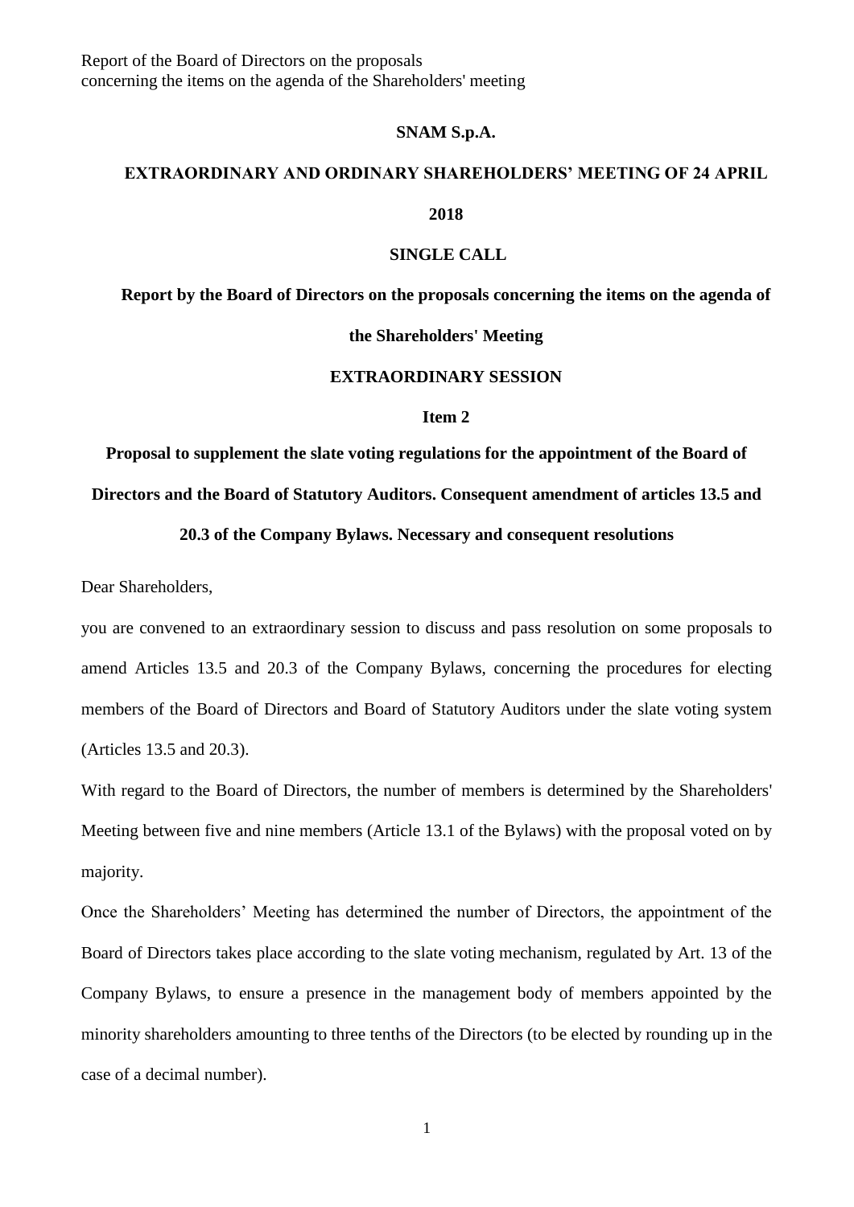Report of the Board of Directors on the proposals
concerning the items on the agenda of the Shareholders' meeting

**SNAM S.p.A.**

**EXTRAORDINARY AND ORDINARY SHAREHOLDERS' MEETING OF 24 APRIL 2018**

**SINGLE CALL**

**Report by the Board of Directors on the proposals concerning the items on the agenda of the Shareholders' Meeting**

**EXTRAORDINARY SESSION**

**Item 2**

**Proposal to supplement the slate voting regulations for the appointment of the Board of Directors and the Board of Statutory Auditors. Consequent amendment of articles 13.5 and 20.3 of the Company Bylaws. Necessary and consequent resolutions**

Dear Shareholders,

you are convened to an extraordinary session to discuss and pass resolution on some proposals to amend Articles 13.5 and 20.3 of the Company Bylaws, concerning the procedures for electing members of the Board of Directors and Board of Statutory Auditors under the slate voting system (Articles 13.5 and 20.3).

With regard to the Board of Directors, the number of members is determined by the Shareholders' Meeting between five and nine members (Article 13.1 of the Bylaws) with the proposal voted on by majority.

Once the Shareholders' Meeting has determined the number of Directors, the appointment of the Board of Directors takes place according to the slate voting mechanism, regulated by Art. 13 of the Company Bylaws, to ensure a presence in the management body of members appointed by the minority shareholders amounting to three tenths of the Directors (to be elected by rounding up in the case of a decimal number).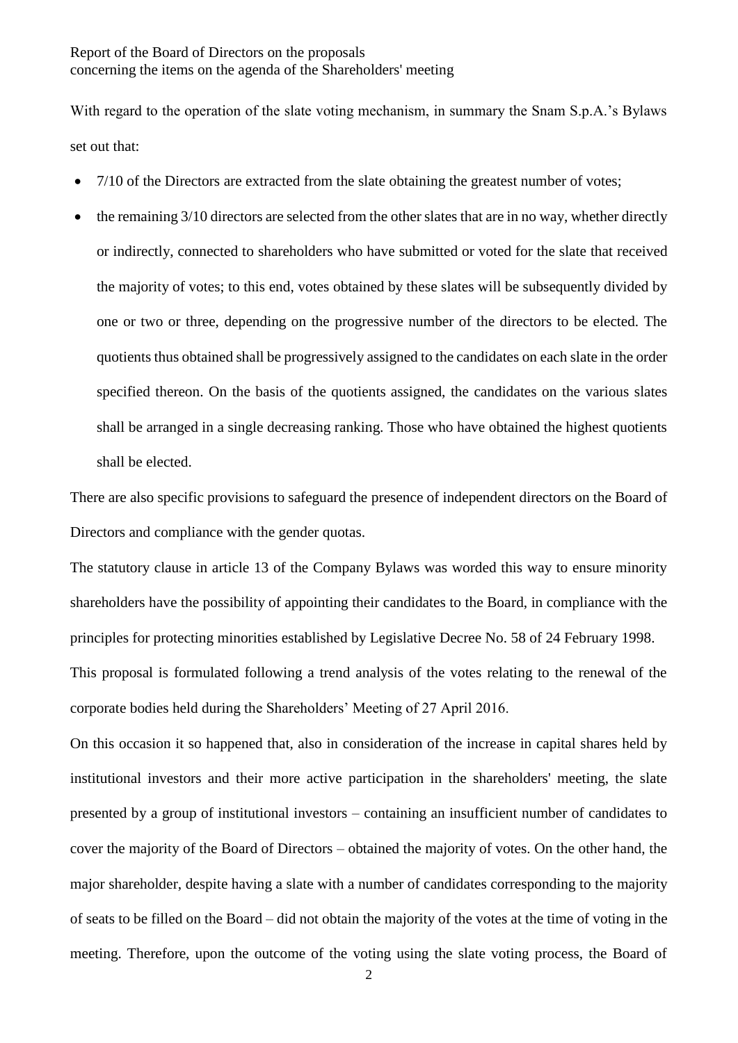With regard to the operation of the slate voting mechanism, in summary the Snam S.p.A.'s Bylaws set out that:

- 7/10 of the Directors are extracted from the slate obtaining the greatest number of votes;
- the remaining 3/10 directors are selected from the other slates that are in no way, whether directly or indirectly, connected to shareholders who have submitted or voted for the slate that received the majority of votes; to this end, votes obtained by these slates will be subsequently divided by one or two or three, depending on the progressive number of the directors to be elected. The quotients thus obtained shall be progressively assigned to the candidates on each slate in the order specified thereon. On the basis of the quotients assigned, the candidates on the various slates shall be arranged in a single decreasing ranking. Those who have obtained the highest quotients shall be elected.

There are also specific provisions to safeguard the presence of independent directors on the Board of Directors and compliance with the gender quotas.

The statutory clause in article 13 of the Company Bylaws was worded this way to ensure minority shareholders have the possibility of appointing their candidates to the Board, in compliance with the principles for protecting minorities established by Legislative Decree No. 58 of 24 February 1998.

This proposal is formulated following a trend analysis of the votes relating to the renewal of the corporate bodies held during the Shareholders' Meeting of 27 April 2016.

On this occasion it so happened that, also in consideration of the increase in capital shares held by institutional investors and their more active participation in the shareholders' meeting, the slate presented by a group of institutional investors – containing an insufficient number of candidates to cover the majority of the Board of Directors – obtained the majority of votes. On the other hand, the major shareholder, despite having a slate with a number of candidates corresponding to the majority of seats to be filled on the Board – did not obtain the majority of the votes at the time of voting in the meeting. Therefore, upon the outcome of the voting using the slate voting process, the Board of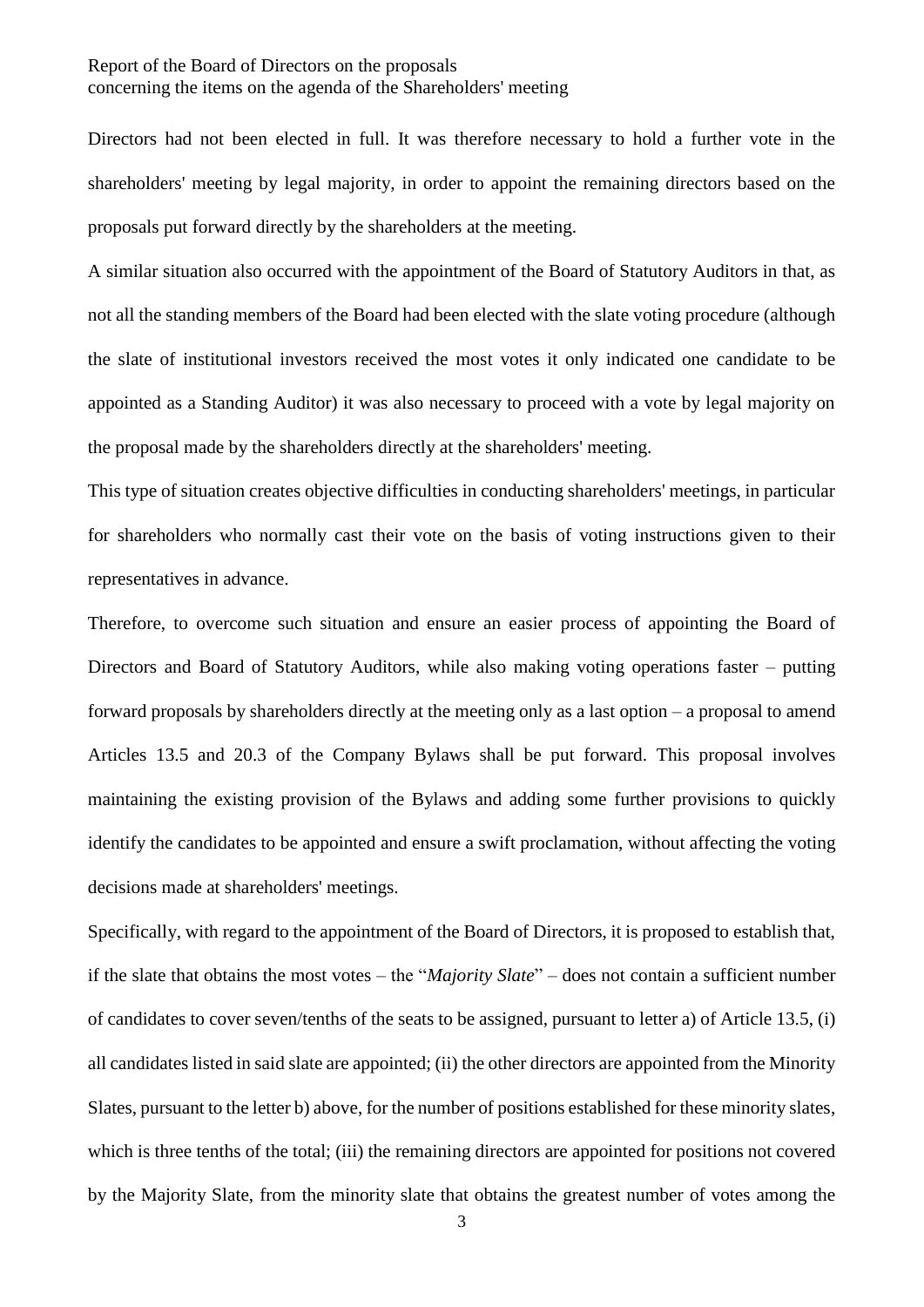Directors had not been elected in full. It was therefore necessary to hold a further vote in the shareholders' meeting by legal majority, in order to appoint the remaining directors based on the proposals put forward directly by the shareholders at the meeting.

A similar situation also occurred with the appointment of the Board of Statutory Auditors in that, as not all the standing members of the Board had been elected with the slate voting procedure (although the slate of institutional investors received the most votes it only indicated one candidate to be appointed as a Standing Auditor) it was also necessary to proceed with a vote by legal majority on the proposal made by the shareholders directly at the shareholders' meeting.

This type of situation creates objective difficulties in conducting shareholders' meetings, in particular for shareholders who normally cast their vote on the basis of voting instructions given to their representatives in advance.

Therefore, to overcome such situation and ensure an easier process of appointing the Board of Directors and Board of Statutory Auditors, while also making voting operations faster – putting forward proposals by shareholders directly at the meeting only as a last option – a proposal to amend Articles 13.5 and 20.3 of the Company Bylaws shall be put forward. This proposal involves maintaining the existing provision of the Bylaws and adding some further provisions to quickly identify the candidates to be appointed and ensure a swift proclamation, without affecting the voting decisions made at shareholders' meetings.

Specifically, with regard to the appointment of the Board of Directors, it is proposed to establish that, if the slate that obtains the most votes – the "*Majority Slate*" – does not contain a sufficient number of candidates to cover seven/tenths of the seats to be assigned, pursuant to letter a) of Article 13.5, (i) all candidates listed in said slate are appointed; (ii) the other directors are appointed from the Minority Slates, pursuant to the letter b) above, for the number of positions established for these minority slates, which is three tenths of the total; (iii) the remaining directors are appointed for positions not covered by the Majority Slate, from the minority slate that obtains the greatest number of votes among the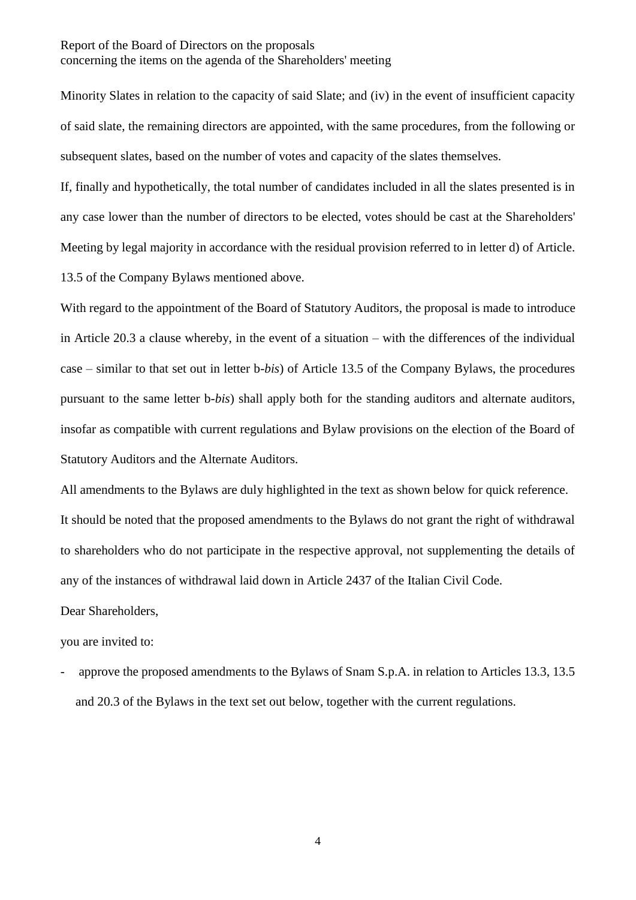Minority Slates in relation to the capacity of said Slate; and (iv) in the event of insufficient capacity of said slate, the remaining directors are appointed, with the same procedures, from the following or subsequent slates, based on the number of votes and capacity of the slates themselves.

If, finally and hypothetically, the total number of candidates included in all the slates presented is in any case lower than the number of directors to be elected, votes should be cast at the Shareholders' Meeting by legal majority in accordance with the residual provision referred to in letter d) of Article. 13.5 of the Company Bylaws mentioned above.

With regard to the appointment of the Board of Statutory Auditors, the proposal is made to introduce in Article 20.3 a clause whereby, in the event of a situation – with the differences of the individual case – similar to that set out in letter b-*bis*) of Article 13.5 of the Company Bylaws, the procedures pursuant to the same letter b-*bis*) shall apply both for the standing auditors and alternate auditors, insofar as compatible with current regulations and Bylaw provisions on the election of the Board of Statutory Auditors and the Alternate Auditors.

All amendments to the Bylaws are duly highlighted in the text as shown below for quick reference.

It should be noted that the proposed amendments to the Bylaws do not grant the right of withdrawal to shareholders who do not participate in the respective approval, not supplementing the details of any of the instances of withdrawal laid down in Article 2437 of the Italian Civil Code.

Dear Shareholders,

you are invited to:

- approve the proposed amendments to the Bylaws of Snam S.p.A. in relation to Articles 13.3, 13.5 and 20.3 of the Bylaws in the text set out below, together with the current regulations.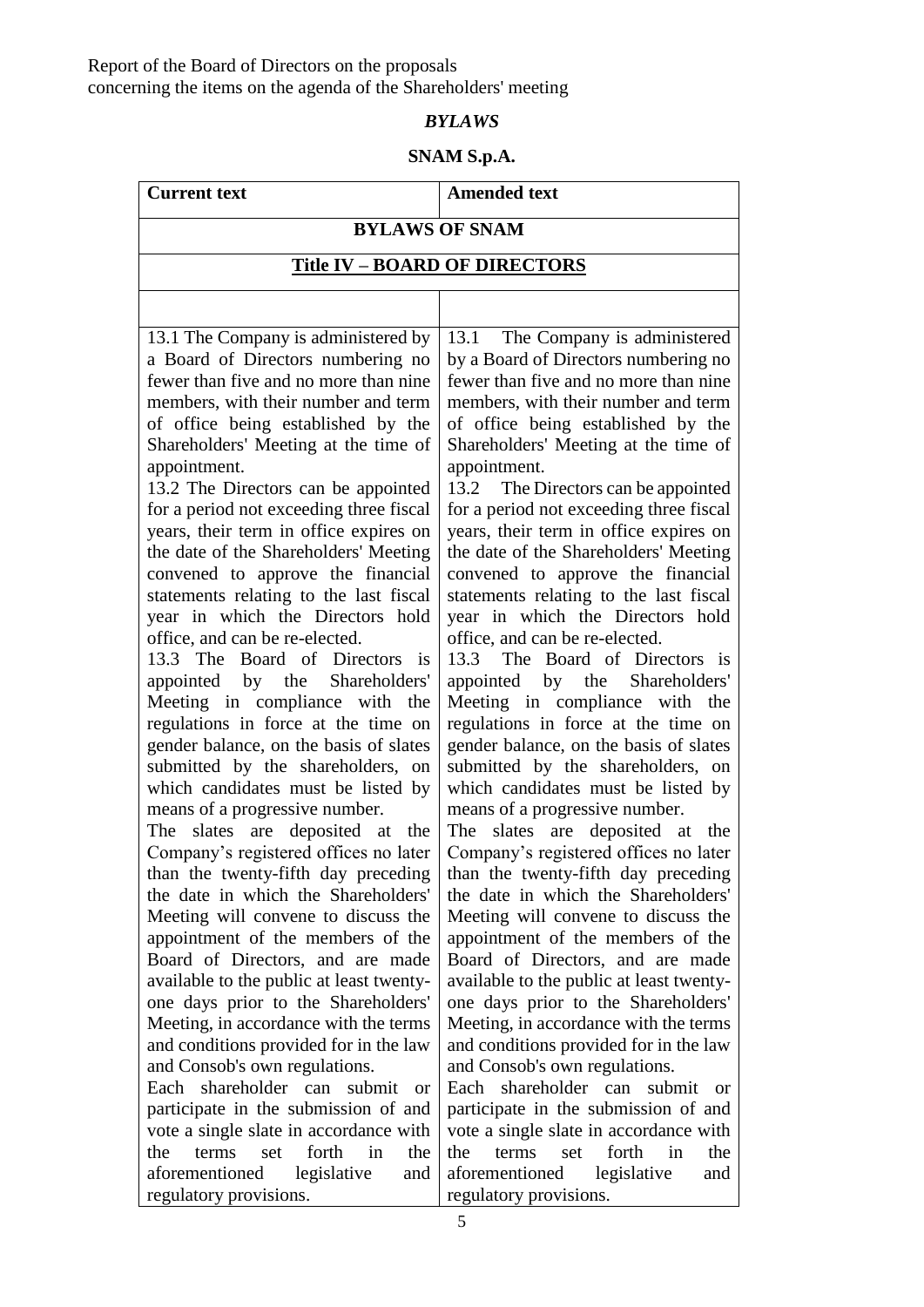Report of the Board of Directors on the proposals
concerning the items on the agenda of the Shareholders' meeting

***BYLAWS***

**SNAM S.p.A.**

| **Current text** | **Amended text** |
|---|---|
| **BYLAWS OF SNAM** | |
| **Title IV – BOARD OF DIRECTORS** | |
| | |
| 13.1 The Company is administered by a Board of Directors numbering no fewer than five and no more than nine members, with their number and term of office being established by the Shareholders' Meeting at the time of appointment.<br>13.2 The Directors can be appointed for a period not exceeding three fiscal years, their term in office expires on the date of the Shareholders' Meeting convened to approve the financial statements relating to the last fiscal year in which the Directors hold office, and can be re-elected.<br>13.3 The Board of Directors is appointed by the Shareholders' Meeting in compliance with the regulations in force at the time on gender balance, on the basis of slates submitted by the shareholders, on which candidates must be listed by means of a progressive number.<br>The slates are deposited at the Company's registered offices no later than the twenty-fifth day preceding the date in which the Shareholders' Meeting will convene to discuss the appointment of the members of the Board of Directors, and are made available to the public at least twenty-one days prior to the Shareholders' Meeting, in accordance with the terms and conditions provided for in the law and Consob's own regulations.<br>Each shareholder can submit or participate in the submission of and vote a single slate in accordance with the terms set forth in the aforementioned legislative and regulatory provisions. | 13.1 The Company is administered by a Board of Directors numbering no fewer than five and no more than nine members, with their number and term of office being established by the Shareholders' Meeting at the time of appointment.<br>13.2 The Directors can be appointed for a period not exceeding three fiscal years, their term in office expires on the date of the Shareholders' Meeting convened to approve the financial statements relating to the last fiscal year in which the Directors hold office, and can be re-elected.<br>13.3 The Board of Directors is appointed by the Shareholders' Meeting in compliance with the regulations in force at the time on gender balance, on the basis of slates submitted by the shareholders, on which candidates must be listed by means of a progressive number.<br>The slates are deposited at the Company's registered offices no later than the twenty-fifth day preceding the date in which the Shareholders' Meeting will convene to discuss the appointment of the members of the Board of Directors, and are made available to the public at least twenty-one days prior to the Shareholders' Meeting, in accordance with the terms and conditions provided for in the law and Consob's own regulations.<br>Each shareholder can submit or participate in the submission of and vote a single slate in accordance with the terms set forth in the aforementioned legislative and regulatory provisions. |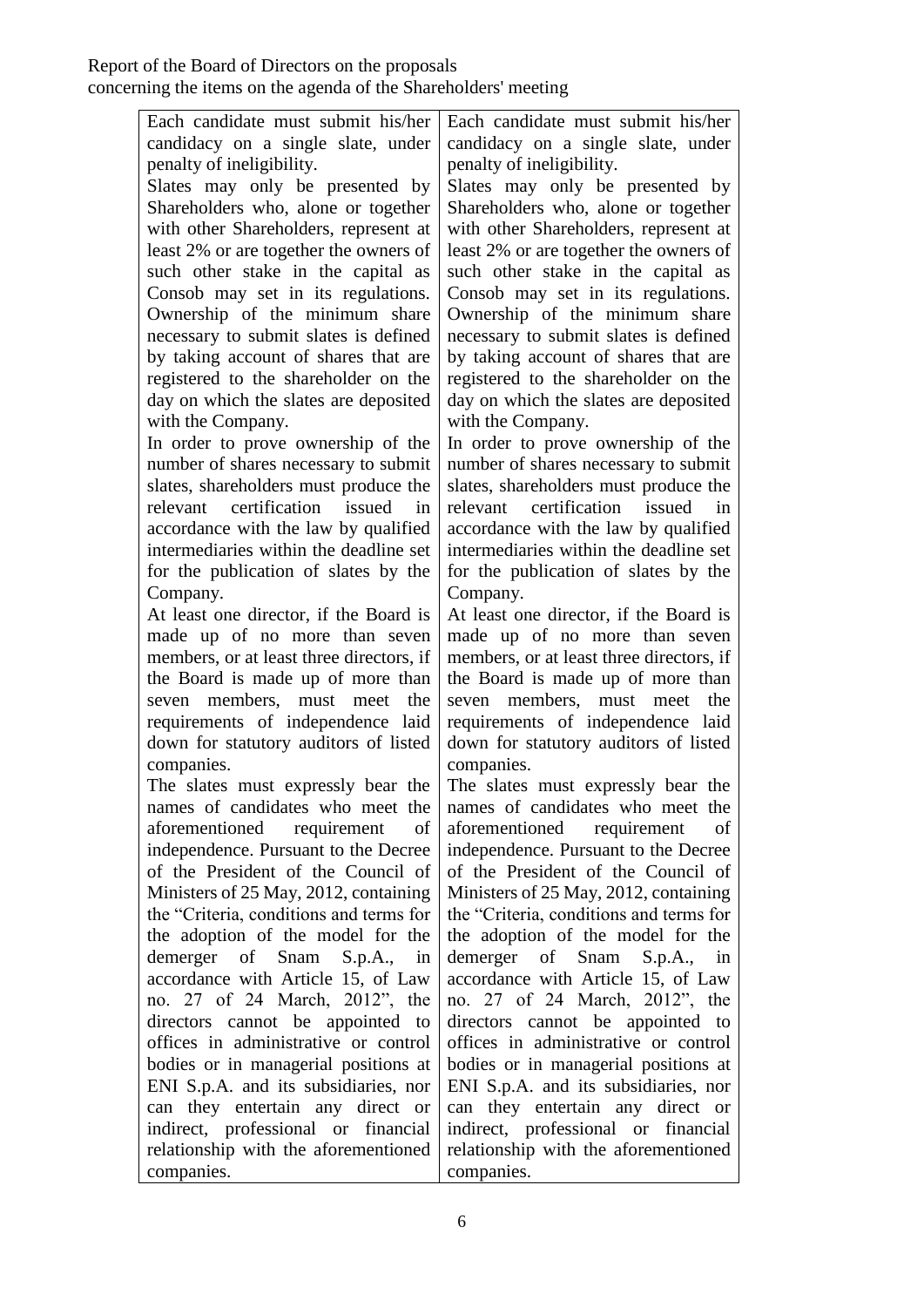| | |
|---|---|
| Each candidate must submit his/her candidacy on a single slate, under penalty of ineligibility.<br>Slates may only be presented by Shareholders who, alone or together with other Shareholders, represent at least 2% or are together the owners of such other stake in the capital as Consob may set in its regulations. Ownership of the minimum share necessary to submit slates is defined by taking account of shares that are registered to the shareholder on the day on which the slates are deposited with the Company.<br>In order to prove ownership of the number of shares necessary to submit slates, shareholders must produce the relevant certification issued in accordance with the law by qualified intermediaries within the deadline set for the publication of slates by the Company.<br>At least one director, if the Board is made up of no more than seven members, or at least three directors, if the Board is made up of more than seven members, must meet the requirements of independence laid down for statutory auditors of listed companies.<br>The slates must expressly bear the names of candidates who meet the aforementioned requirement of independence. Pursuant to the Decree of the President of the Council of Ministers of 25 May, 2012, containing the "Criteria, conditions and terms for the adoption of the model for the demerger of Snam S.p.A., in accordance with Article 15, of Law no. 27 of 24 March, 2012", the directors cannot be appointed to offices in administrative or control bodies or in managerial positions at ENI S.p.A. and its subsidiaries, nor can they entertain any direct or indirect, professional or financial relationship with the aforementioned companies. | Each candidate must submit his/her candidacy on a single slate, under penalty of ineligibility.<br>Slates may only be presented by Shareholders who, alone or together with other Shareholders, represent at least 2% or are together the owners of such other stake in the capital as Consob may set in its regulations. Ownership of the minimum share necessary to submit slates is defined by taking account of shares that are registered to the shareholder on the day on which the slates are deposited with the Company.<br>In order to prove ownership of the number of shares necessary to submit slates, shareholders must produce the relevant certification issued in accordance with the law by qualified intermediaries within the deadline set for the publication of slates by the Company.<br>At least one director, if the Board is made up of no more than seven members, or at least three directors, if the Board is made up of more than seven members, must meet the requirements of independence laid down for statutory auditors of listed companies.<br>The slates must expressly bear the names of candidates who meet the aforementioned requirement of independence. Pursuant to the Decree of the President of the Council of Ministers of 25 May, 2012, containing the "Criteria, conditions and terms for the adoption of the model for the demerger of Snam S.p.A., in accordance with Article 15, of Law no. 27 of 24 March, 2012", the directors cannot be appointed to offices in administrative or control bodies or in managerial positions at ENI S.p.A. and its subsidiaries, nor can they entertain any direct or indirect, professional or financial relationship with the aforementioned companies. |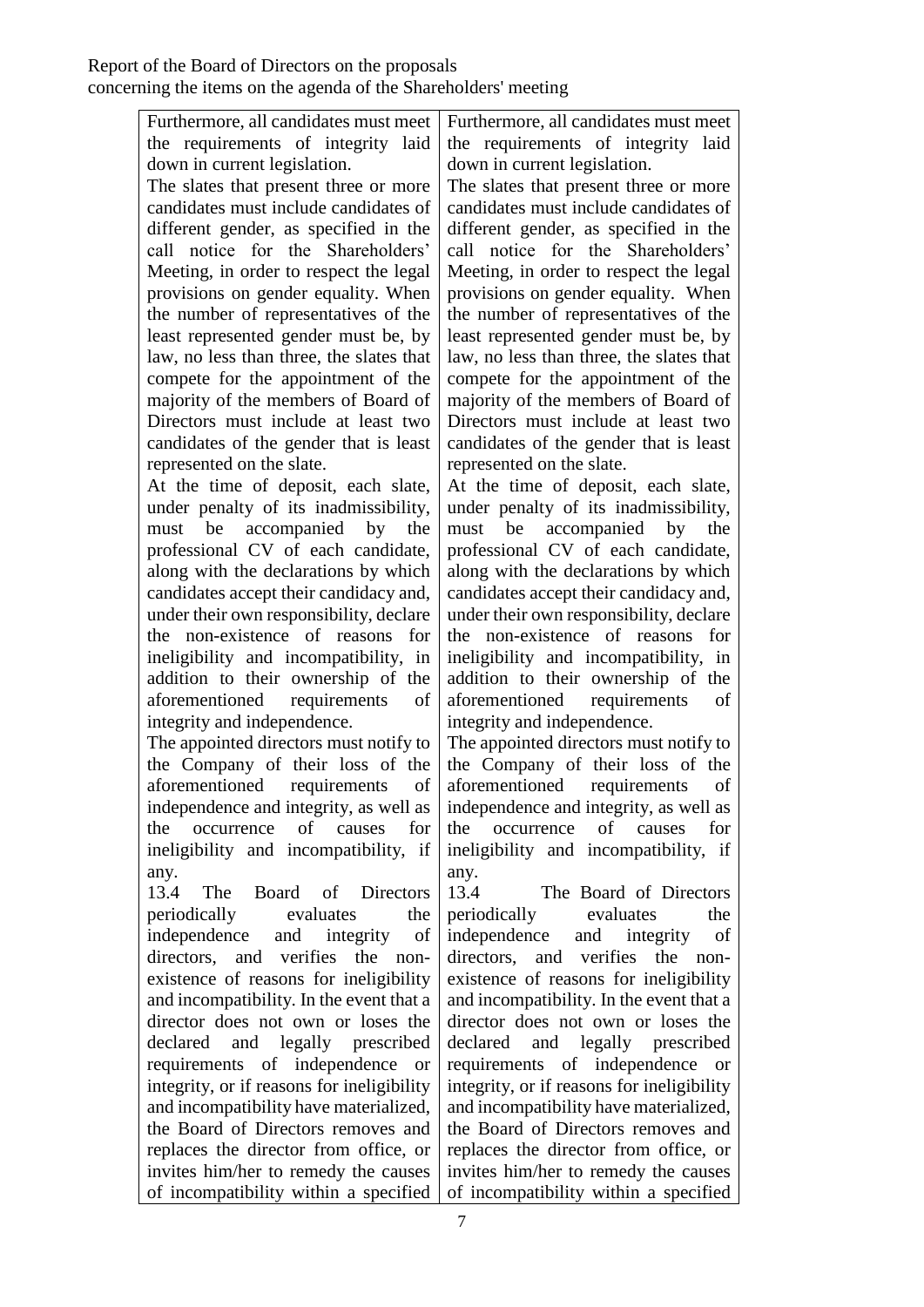| | |
|---|---|
| Furthermore, all candidates must meet the requirements of integrity laid down in current legislation.<br>The slates that present three or more candidates must include candidates of different gender, as specified in the call notice for the Shareholders' Meeting, in order to respect the legal provisions on gender equality. When the number of representatives of the least represented gender must be, by law, no less than three, the slates that compete for the appointment of the majority of the members of Board of Directors must include at least two candidates of the gender that is least represented on the slate.<br>At the time of deposit, each slate, under penalty of its inadmissibility, must be accompanied by the professional CV of each candidate, along with the declarations by which candidates accept their candidacy and, under their own responsibility, declare the non-existence of reasons for ineligibility and incompatibility, in addition to their ownership of the aforementioned requirements of integrity and independence.<br>The appointed directors must notify to the Company of their loss of the aforementioned requirements of independence and integrity, as well as the occurrence of causes for ineligibility and incompatibility, if any.<br>13.4 The Board of Directors periodically evaluates the independence and integrity of directors, and verifies the non-existence of reasons for ineligibility and incompatibility. In the event that a director does not own or loses the declared and legally prescribed requirements of independence or integrity, or if reasons for ineligibility and incompatibility have materialized, the Board of Directors removes and replaces the director from office, or invites him/her to remedy the causes of incompatibility within a specified | Furthermore, all candidates must meet the requirements of integrity laid down in current legislation.<br>The slates that present three or more candidates must include candidates of different gender, as specified in the call notice for the Shareholders' Meeting, in order to respect the legal provisions on gender equality. When the number of representatives of the least represented gender must be, by law, no less than three, the slates that compete for the appointment of the majority of the members of Board of Directors must include at least two candidates of the gender that is least represented on the slate.<br>At the time of deposit, each slate, under penalty of its inadmissibility, must be accompanied by the professional CV of each candidate, along with the declarations by which candidates accept their candidacy and, under their own responsibility, declare the non-existence of reasons for ineligibility and incompatibility, in addition to their ownership of the aforementioned requirements of integrity and independence.<br>The appointed directors must notify to the Company of their loss of the aforementioned requirements of independence and integrity, as well as the occurrence of causes for ineligibility and incompatibility, if any.<br>13.4 The Board of Directors periodically evaluates the independence and integrity of directors, and verifies the non-existence of reasons for ineligibility and incompatibility. In the event that a director does not own or loses the declared and legally prescribed requirements of independence or integrity, or if reasons for ineligibility and incompatibility have materialized, the Board of Directors removes and replaces the director from office, or invites him/her to remedy the causes of incompatibility within a specified |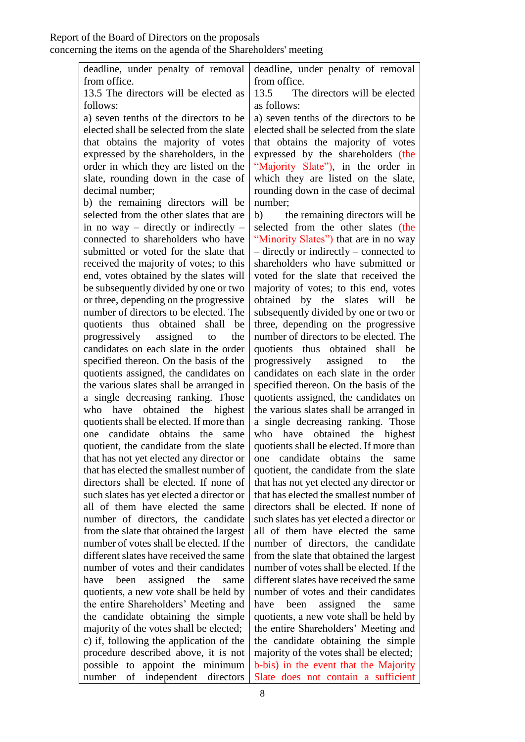Report of the Board of Directors on the proposals concerning the items on the agenda of the Shareholders' meeting

| | |
|---|---|
| deadline, under penalty of removal from office.<br>13.5 The directors will be elected as follows:<br>a) seven tenths of the directors to be elected shall be selected from the slate that obtains the majority of votes expressed by the shareholders, in the order in which they are listed on the slate, rounding down in the case of decimal number;<br>b) the remaining directors will be selected from the other slates that are in no way – directly or indirectly – connected to shareholders who have submitted or voted for the slate that received the majority of votes; to this end, votes obtained by the slates will be subsequently divided by one or two or three, depending on the progressive number of directors to be elected. The quotients thus obtained shall be progressively assigned to the candidates on each slate in the order specified thereon. On the basis of the quotients assigned, the candidates on the various slates shall be arranged in a single decreasing ranking. Those who have obtained the highest quotients shall be elected. If more than one candidate obtains the same quotient, the candidate from the slate that has not yet elected any director or that has elected the smallest number of directors shall be elected. If none of such slates has yet elected a director or all of them have elected the same number of directors, the candidate from the slate that obtained the largest number of votes shall be elected. If the different slates have received the same number of votes and their candidates have been assigned the same quotients, a new vote shall be held by the entire Shareholders' Meeting and the candidate obtaining the simple majority of the votes shall be elected;<br>c) if, following the application of the procedure described above, it is not possible to appoint the minimum number of independent directors | deadline, under penalty of removal from office.<br>13.5 The directors will be elected as follows:<br>a) seven tenths of the directors to be elected shall be selected from the slate that obtains the majority of votes expressed by the shareholders (the "Majority Slate"), in the order in which they are listed on the slate, rounding down in the case of decimal number;<br>b) the remaining directors will be selected from the other slates (the "Minority Slates") that are in no way – directly or indirectly – connected to shareholders who have submitted or voted for the slate that received the majority of votes; to this end, votes obtained by the slates will be subsequently divided by one or two or three, depending on the progressive number of directors to be elected. The quotients thus obtained shall be progressively assigned to the candidates on each slate in the order specified thereon. On the basis of the quotients assigned, the candidates on the various slates shall be arranged in a single decreasing ranking. Those who have obtained the highest quotients shall be elected. If more than one candidate obtains the same quotient, the candidate from the slate that has not yet elected any director or that has elected the smallest number of directors shall be elected. If none of such slates has yet elected a director or all of them have elected the same number of directors, the candidate from the slate that obtained the largest number of votes shall be elected. If the different slates have received the same number of votes and their candidates have been assigned the same quotients, a new vote shall be held by the entire Shareholders' Meeting and the candidate obtaining the simple majority of the votes shall be elected;<br>b-bis) in the event that the Majority Slate does not contain a sufficient |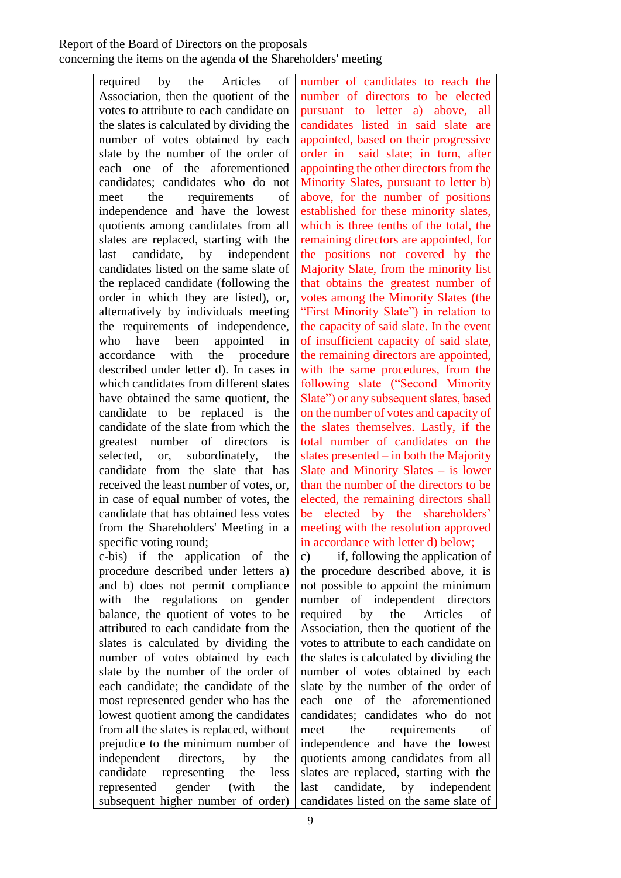| | |
|---|---|
| required by the Articles of Association, then the quotient of the votes to attribute to each candidate on the slates is calculated by dividing the number of votes obtained by each slate by the number of the order of each one of the aforementioned candidates; candidates who do not meet the requirements of independence and have the lowest quotients among candidates from all slates are replaced, starting with the last candidate, by independent candidates listed on the same slate of the replaced candidate (following the order in which they are listed), or, alternatively by individuals meeting the requirements of independence, who have been appointed in accordance with the procedure described under letter d). In cases in which candidates from different slates have obtained the same quotient, the candidate to be replaced is the candidate of the slate from which the greatest number of directors is selected, or, subordinately, the candidate from the slate that has received the least number of votes, or, in case of equal number of votes, the candidate that has obtained less votes from the Shareholders' Meeting in a specific voting round;<br>c-bis) if the application of the procedure described under letters a) and b) does not permit compliance with the regulations on gender balance, the quotient of votes to be attributed to each candidate from the slates is calculated by dividing the number of votes obtained by each slate by the number of the order of each candidate; the candidate of the most represented gender who has the lowest quotient among the candidates from all the slates is replaced, without prejudice to the minimum number of independent directors, by the candidate representing the less represented gender (with the subsequent higher number of order) | number of candidates to reach the number of directors to be elected pursuant to letter a) above, all candidates listed in said slate are appointed, based on their progressive order in said slate; in turn, after appointing the other directors from the Minority Slates, pursuant to letter b) above, for the number of positions established for these minority slates, which is three tenths of the total, the remaining directors are appointed, for the positions not covered by the Majority Slate, from the minority list that obtains the greatest number of votes among the Minority Slates (the "First Minority Slate") in relation to the capacity of said slate. In the event of insufficient capacity of said slate, the remaining directors are appointed, with the same procedures, from the following slate ("Second Minority Slate") or any subsequent slates, based on the number of votes and capacity of the slates themselves. Lastly, if the total number of candidates on the slates presented – in both the Majority Slate and Minority Slates – is lower than the number of the directors to be elected, the remaining directors shall be elected by the shareholders' meeting with the resolution approved in accordance with letter d) below;<br>c) if, following the application of the procedure described above, it is not possible to appoint the minimum number of independent directors required by the Articles of Association, then the quotient of the votes to attribute to each candidate on the slates is calculated by dividing the number of votes obtained by each slate by the number of the order of each one of the aforementioned candidates; candidates who do not meet the requirements of independence and have the lowest quotients among candidates from all slates are replaced, starting with the last candidate, by independent candidates listed on the same slate of |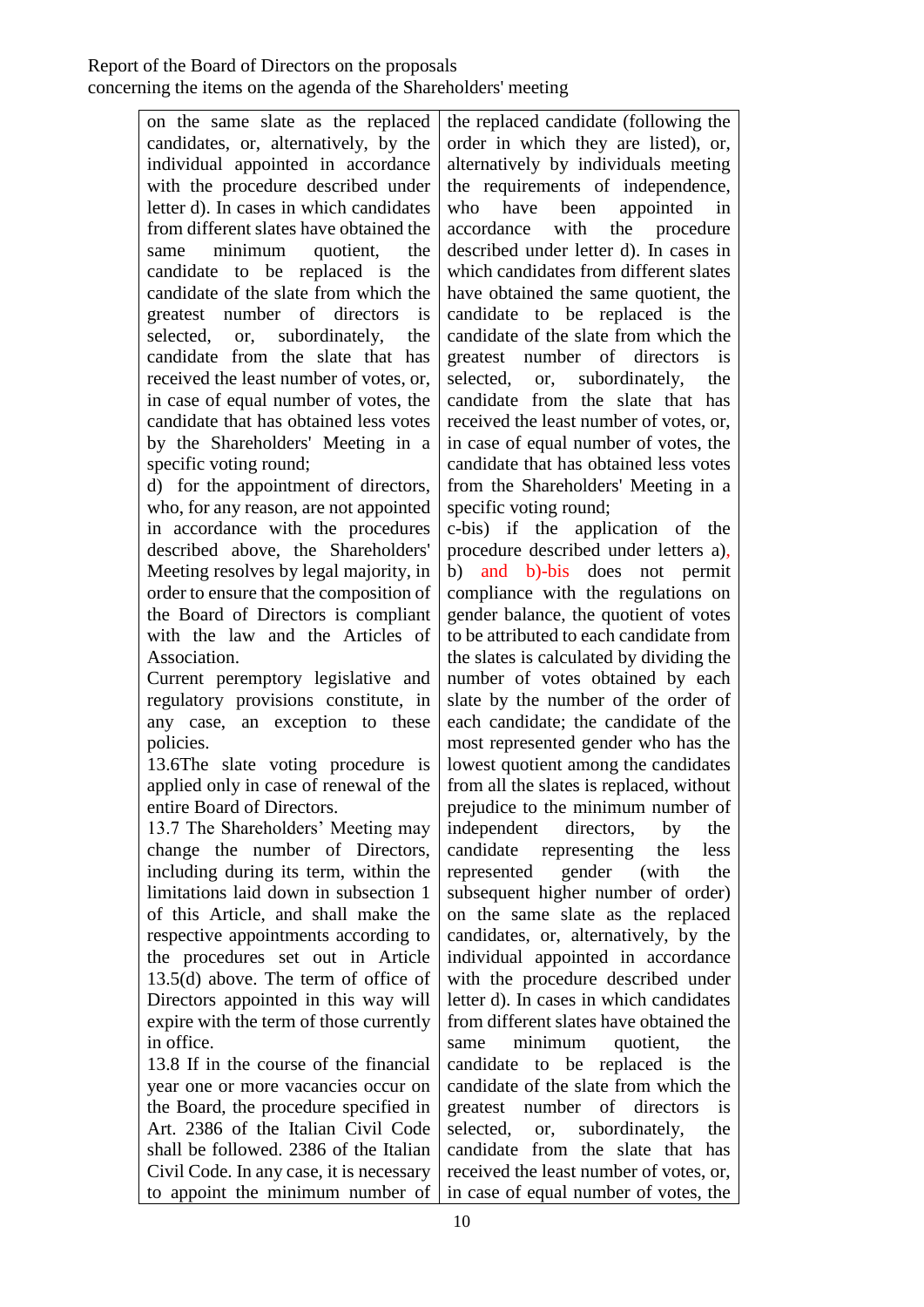| | |
|---|---|
| on the same slate as the replaced candidates, or, alternatively, by the individual appointed in accordance with the procedure described under letter d). In cases in which candidates from different slates have obtained the same minimum quotient, the candidate to be replaced is the candidate of the slate from which the greatest number of directors is selected, or, subordinately, the candidate from the slate that has received the least number of votes, or, in case of equal number of votes, the candidate that has obtained less votes by the Shareholders' Meeting in a specific voting round;<br>d) for the appointment of directors, who, for any reason, are not appointed in accordance with the procedures described above, the Shareholders' Meeting resolves by legal majority, in order to ensure that the composition of the Board of Directors is compliant with the law and the Articles of Association.<br>Current peremptory legislative and regulatory provisions constitute, in any case, an exception to these policies.<br>13.6The slate voting procedure is applied only in case of renewal of the entire Board of Directors.<br>13.7 The Shareholders' Meeting may change the number of Directors, including during its term, within the limitations laid down in subsection 1 of this Article, and shall make the respective appointments according to the procedures set out in Article 13.5(d) above. The term of office of Directors appointed in this way will expire with the term of those currently in office.<br>13.8 If in the course of the financial year one or more vacancies occur on the Board, the procedure specified in Art. 2386 of the Italian Civil Code shall be followed. 2386 of the Italian Civil Code. In any case, it is necessary to appoint the minimum number of | the replaced candidate (following the order in which they are listed), or, alternatively by individuals meeting the requirements of independence, who have been appointed in accordance with the procedure described under letter d). In cases in which candidates from different slates have obtained the same quotient, the candidate to be replaced is the candidate of the slate from which the greatest number of directors is selected, or, subordinately, the candidate from the slate that has received the least number of votes, or, in case of equal number of votes, the candidate that has obtained less votes from the Shareholders' Meeting in a specific voting round;<br>c-bis) if the application of the procedure described under letters a), b) and b)-bis does not permit compliance with the regulations on gender balance, the quotient of votes to be attributed to each candidate from the slates is calculated by dividing the number of votes obtained by each slate by the number of the order of each candidate; the candidate of the most represented gender who has the lowest quotient among the candidates from all the slates is replaced, without prejudice to the minimum number of independent directors, by the candidate representing the less represented gender (with the subsequent higher number of order) on the same slate as the replaced candidates, or, alternatively, by the individual appointed in accordance with the procedure described under letter d). In cases in which candidates from different slates have obtained the same minimum quotient, the candidate to be replaced is the candidate of the slate from which the greatest number of directors is selected, or, subordinately, the candidate from the slate that has received the least number of votes, or, in case of equal number of votes, the |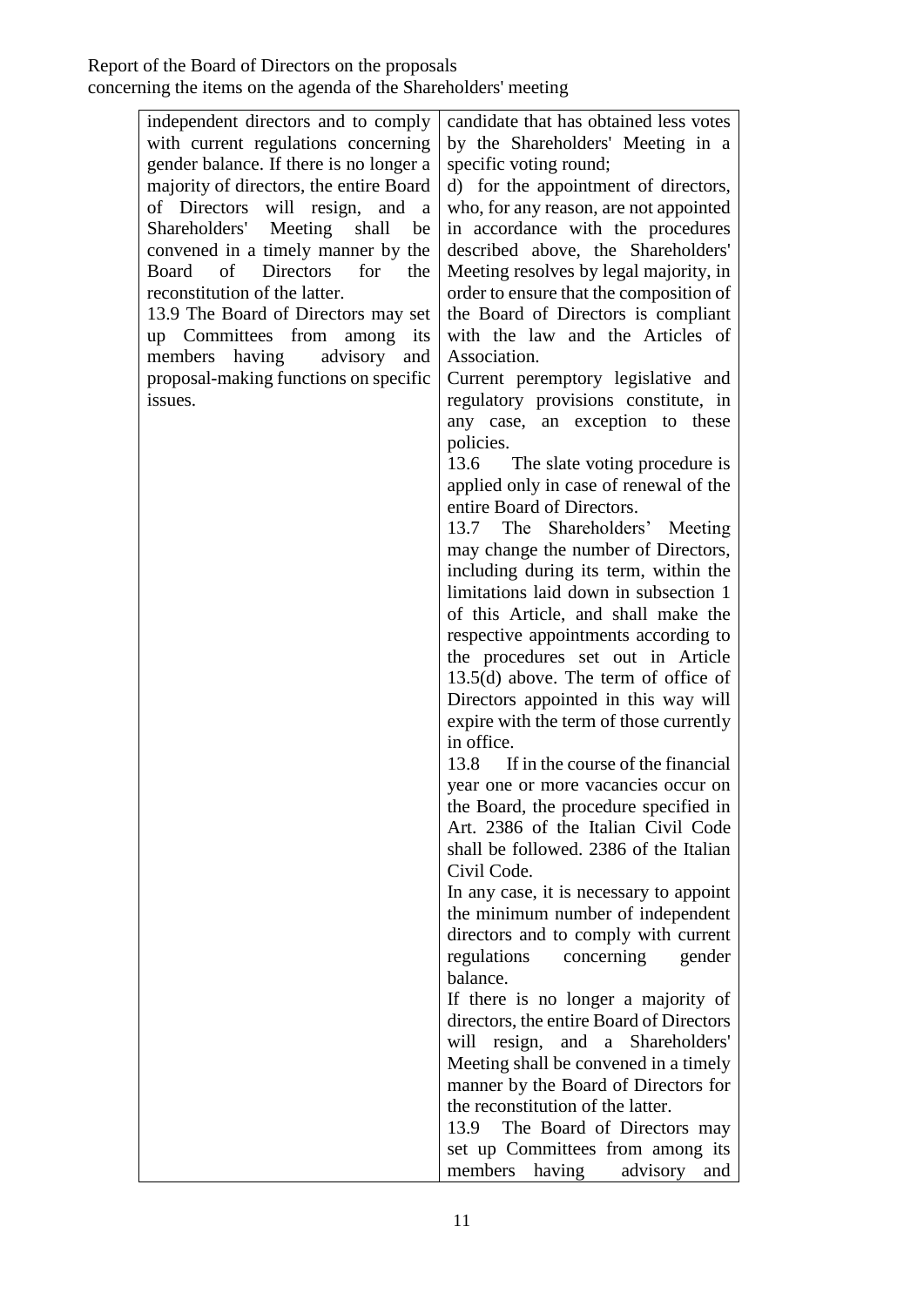| independent directors and to comply with current regulations concerning gender balance. If there is no longer a majority of directors, the entire Board of Directors will resign, and a Shareholders' Meeting shall be convened in a timely manner by the Board of Directors for the reconstitution of the latter.<br>13.9 The Board of Directors may set up Committees from among its members having advisory and proposal-making functions on specific issues. | candidate that has obtained less votes by the Shareholders' Meeting in a specific voting round;<br>d) for the appointment of directors, who, for any reason, are not appointed in accordance with the procedures described above, the Shareholders' Meeting resolves by legal majority, in order to ensure that the composition of the Board of Directors is compliant with the law and the Articles of Association.<br>Current peremptory legislative and regulatory provisions constitute, in any case, an exception to these policies.<br>13.6 The slate voting procedure is applied only in case of renewal of the entire Board of Directors.<br>13.7 The Shareholders' Meeting may change the number of Directors, including during its term, within the limitations laid down in subsection 1 of this Article, and shall make the respective appointments according to the procedures set out in Article 13.5(d) above. The term of office of Directors appointed in this way will expire with the term of those currently in office.<br>13.8 If in the course of the financial year one or more vacancies occur on the Board, the procedure specified in Art. 2386 of the Italian Civil Code shall be followed. 2386 of the Italian Civil Code.<br>In any case, it is necessary to appoint the minimum number of independent directors and to comply with current regulations concerning gender balance.<br>If there is no longer a majority of directors, the entire Board of Directors will resign, and a Shareholders' Meeting shall be convened in a timely manner by the Board of Directors for the reconstitution of the latter.<br>13.9 The Board of Directors may set up Committees from among its members having advisory and |
|---|---|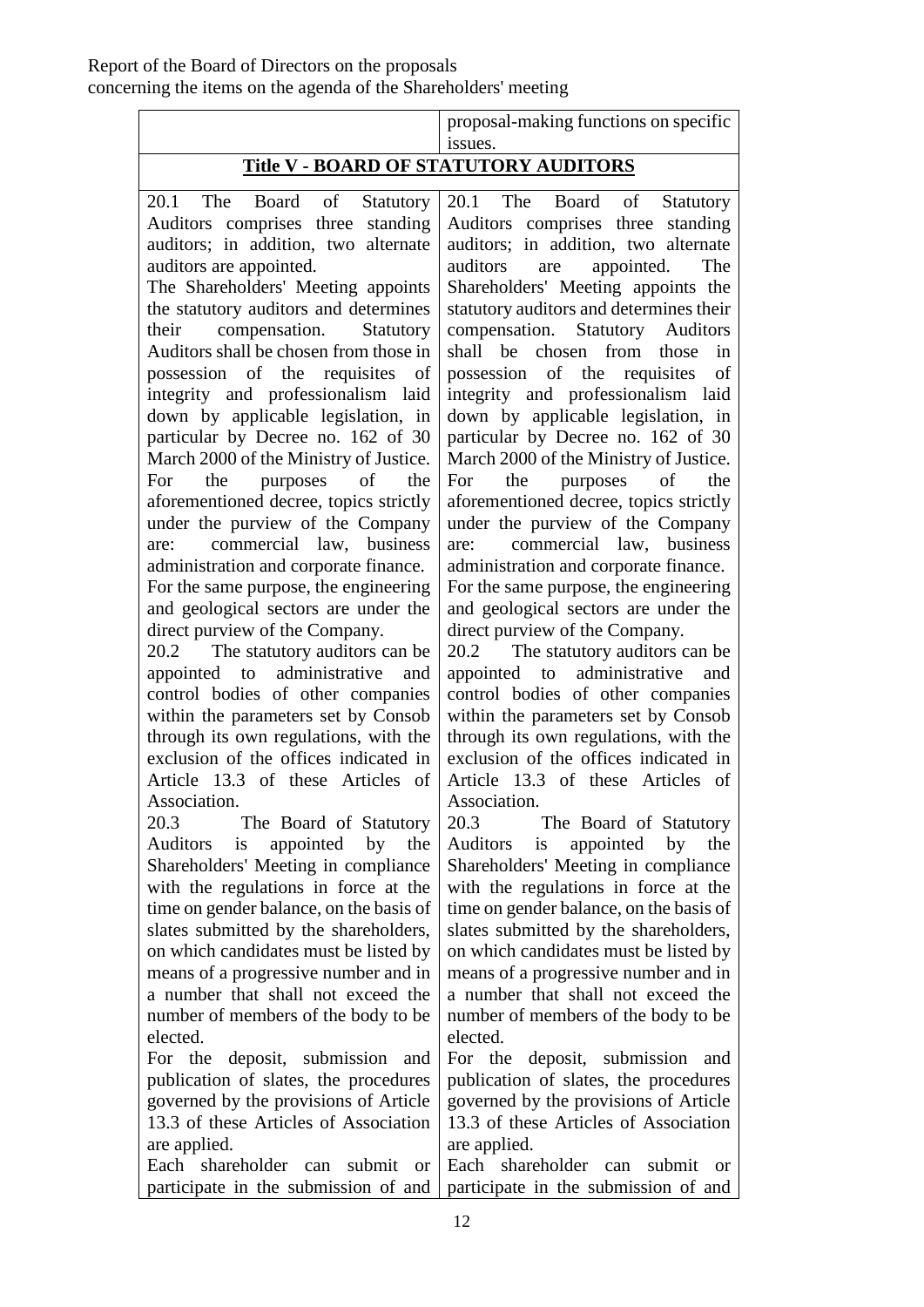Report of the Board of Directors on the proposals
concerning the items on the agenda of the Shareholders' meeting

| | |
|---|---|
| | proposal-making functions on specific issues. |
| **Title V - BOARD OF STATUTORY AUDITORS** | |
| 20.1 The Board of Statutory Auditors comprises three standing auditors; in addition, two alternate auditors are appointed.<br>The Shareholders' Meeting appoints the statutory auditors and determines their compensation. Statutory Auditors shall be chosen from those in possession of the requisites of integrity and professionalism laid down by applicable legislation, in particular by Decree no. 162 of 30 March 2000 of the Ministry of Justice. For the purposes of the aforementioned decree, topics strictly under the purview of the Company are: commercial law, business administration and corporate finance.<br>For the same purpose, the engineering and geological sectors are under the direct purview of the Company.<br>20.2 The statutory auditors can be appointed to administrative and control bodies of other companies within the parameters set by Consob through its own regulations, with the exclusion of the offices indicated in Article 13.3 of these Articles of Association.<br>20.3 The Board of Statutory Auditors is appointed by the Shareholders' Meeting in compliance with the regulations in force at the time on gender balance, on the basis of slates submitted by the shareholders, on which candidates must be listed by means of a progressive number and in a number that shall not exceed the number of members of the body to be elected.<br>For the deposit, submission and publication of slates, the procedures governed by the provisions of Article 13.3 of these Articles of Association are applied.<br>Each shareholder can submit or participate in the submission of and | 20.1 The Board of Statutory Auditors comprises three standing auditors; in addition, two alternate auditors are appointed. The Shareholders' Meeting appoints the statutory auditors and determines their compensation. Statutory Auditors shall be chosen from those in possession of the requisites of integrity and professionalism laid down by applicable legislation, in particular by Decree no. 162 of 30 March 2000 of the Ministry of Justice. For the purposes of the aforementioned decree, topics strictly under the purview of the Company are: commercial law, business administration and corporate finance.<br>For the same purpose, the engineering and geological sectors are under the direct purview of the Company.<br>20.2 The statutory auditors can be appointed to administrative and control bodies of other companies within the parameters set by Consob through its own regulations, with the exclusion of the offices indicated in Article 13.3 of these Articles of Association.<br>20.3 The Board of Statutory Auditors is appointed by the Shareholders' Meeting in compliance with the regulations in force at the time on gender balance, on the basis of slates submitted by the shareholders, on which candidates must be listed by means of a progressive number and in a number that shall not exceed the number of members of the body to be elected.<br>For the deposit, submission and publication of slates, the procedures governed by the provisions of Article 13.3 of these Articles of Association are applied.<br>Each shareholder can submit or participate in the submission of and |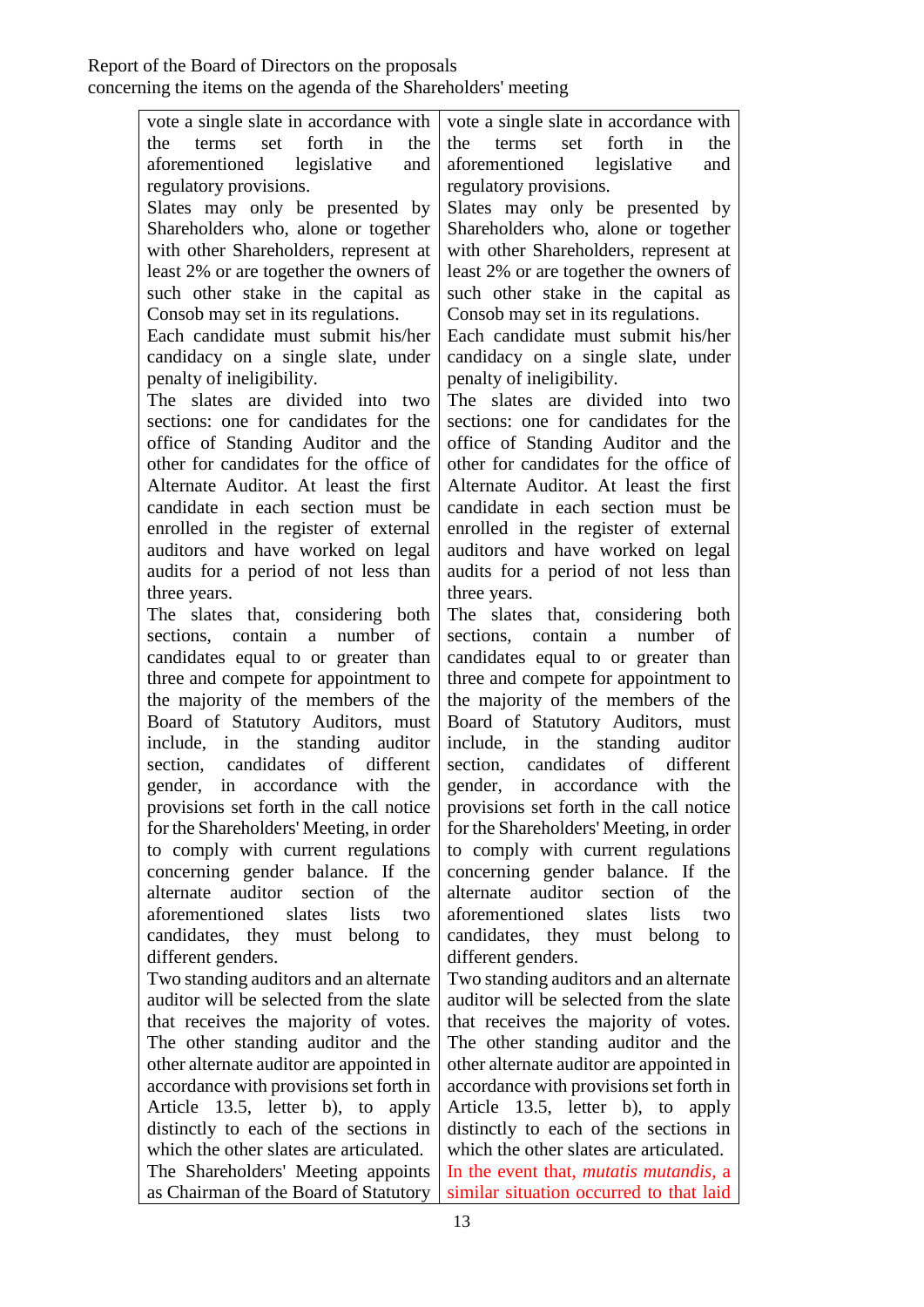| | |
|---|---|
| vote a single slate in accordance with the terms set forth in the aforementioned legislative and regulatory provisions.<br>Slates may only be presented by Shareholders who, alone or together with other Shareholders, represent at least 2% or are together the owners of such other stake in the capital as Consob may set in its regulations.<br>Each candidate must submit his/her candidacy on a single slate, under penalty of ineligibility.<br>The slates are divided into two sections: one for candidates for the office of Standing Auditor and the other for candidates for the office of Alternate Auditor. At least the first candidate in each section must be enrolled in the register of external auditors and have worked on legal audits for a period of not less than three years.<br>The slates that, considering both sections, contain a number of candidates equal to or greater than three and compete for appointment to the majority of the members of the Board of Statutory Auditors, must include, in the standing auditor section, candidates of different gender, in accordance with the provisions set forth in the call notice for the Shareholders' Meeting, in order to comply with current regulations concerning gender balance. If the alternate auditor section of the aforementioned slates lists two candidates, they must belong to different genders.<br>Two standing auditors and an alternate auditor will be selected from the slate that receives the majority of votes. The other standing auditor and the other alternate auditor are appointed in accordance with provisions set forth in Article 13.5, letter b), to apply distinctly to each of the sections in which the other slates are articulated.<br>The Shareholders' Meeting appoints as Chairman of the Board of Statutory | vote a single slate in accordance with the terms set forth in the aforementioned legislative and regulatory provisions.<br>Slates may only be presented by Shareholders who, alone or together with other Shareholders, represent at least 2% or are together the owners of such other stake in the capital as Consob may set in its regulations.<br>Each candidate must submit his/her candidacy on a single slate, under penalty of ineligibility.<br>The slates are divided into two sections: one for candidates for the office of Standing Auditor and the other for candidates for the office of Alternate Auditor. At least the first candidate in each section must be enrolled in the register of external auditors and have worked on legal audits for a period of not less than three years.<br>The slates that, considering both sections, contain a number of candidates equal to or greater than three and compete for appointment to the majority of the members of the Board of Statutory Auditors, must include, in the standing auditor section, candidates of different gender, in accordance with the provisions set forth in the call notice for the Shareholders' Meeting, in order to comply with current regulations concerning gender balance. If the alternate auditor section of the aforementioned slates lists two candidates, they must belong to different genders.<br>Two standing auditors and an alternate auditor will be selected from the slate that receives the majority of votes. The other standing auditor and the other alternate auditor are appointed in accordance with provisions set forth in Article 13.5, letter b), to apply distinctly to each of the sections in which the other slates are articulated.<br>In the event that, *mutatis mutandis*, a similar situation occurred to that laid |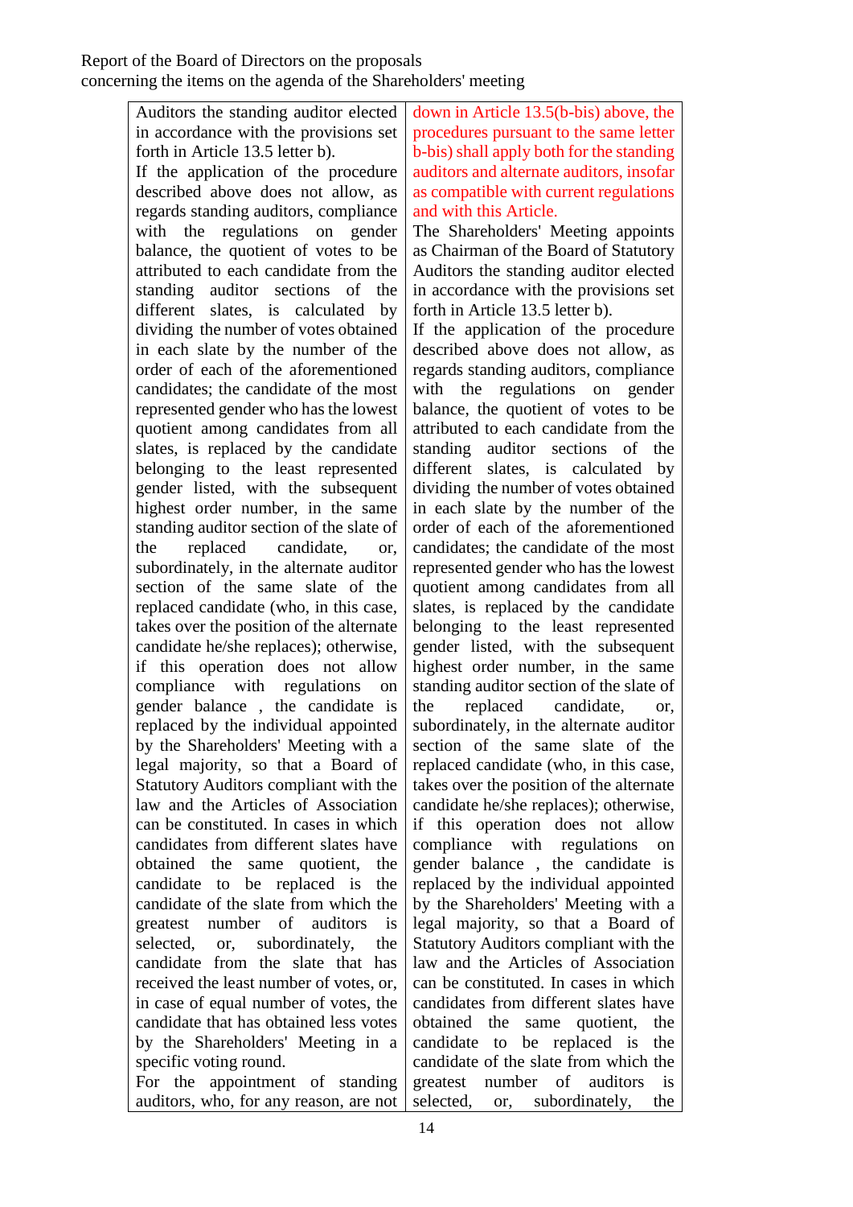| | |
|---|---|
| Auditors the standing auditor elected in accordance with the provisions set forth in Article 13.5 letter b).<br>If the application of the procedure described above does not allow, as regards standing auditors, compliance with the regulations on gender balance, the quotient of votes to be attributed to each candidate from the standing auditor sections of the different slates, is calculated by dividing the number of votes obtained in each slate by the number of the order of each of the aforementioned candidates; the candidate of the most represented gender who has the lowest quotient among candidates from all slates, is replaced by the candidate belonging to the least represented gender listed, with the subsequent highest order number, in the same standing auditor section of the slate of the replaced candidate, or, subordinately, in the alternate auditor section of the same slate of the replaced candidate (who, in this case, takes over the position of the alternate candidate he/she replaces); otherwise, if this operation does not allow compliance with regulations on gender balance , the candidate is replaced by the individual appointed by the Shareholders' Meeting with a legal majority, so that a Board of Statutory Auditors compliant with the law and the Articles of Association can be constituted. In cases in which candidates from different slates have obtained the same quotient, the candidate to be replaced is the candidate of the slate from which the greatest number of auditors is selected, or, subordinately, the candidate from the slate that has received the least number of votes, or, in case of equal number of votes, the candidate that has obtained less votes by the Shareholders' Meeting in a specific voting round.<br>For the appointment of standing auditors, who, for any reason, are not | down in Article 13.5(b-bis) above, the procedures pursuant to the same letter b-bis) shall apply both for the standing auditors and alternate auditors, insofar as compatible with current regulations and with this Article.<br>The Shareholders' Meeting appoints as Chairman of the Board of Statutory Auditors the standing auditor elected in accordance with the provisions set forth in Article 13.5 letter b).<br>If the application of the procedure described above does not allow, as regards standing auditors, compliance with the regulations on gender balance, the quotient of votes to be attributed to each candidate from the standing auditor sections of the different slates, is calculated by dividing the number of votes obtained in each slate by the number of the order of each of the aforementioned candidates; the candidate of the most represented gender who has the lowest quotient among candidates from all slates, is replaced by the candidate belonging to the least represented gender listed, with the subsequent highest order number, in the same standing auditor section of the slate of the replaced candidate, or, subordinately, in the alternate auditor section of the same slate of the replaced candidate (who, in this case, takes over the position of the alternate candidate he/she replaces); otherwise, if this operation does not allow compliance with regulations on gender balance , the candidate is replaced by the individual appointed by the Shareholders' Meeting with a legal majority, so that a Board of Statutory Auditors compliant with the law and the Articles of Association can be constituted. In cases in which candidates from different slates have obtained the same quotient, the candidate to be replaced is the candidate of the slate from which the greatest number of auditors is selected, or, subordinately, the |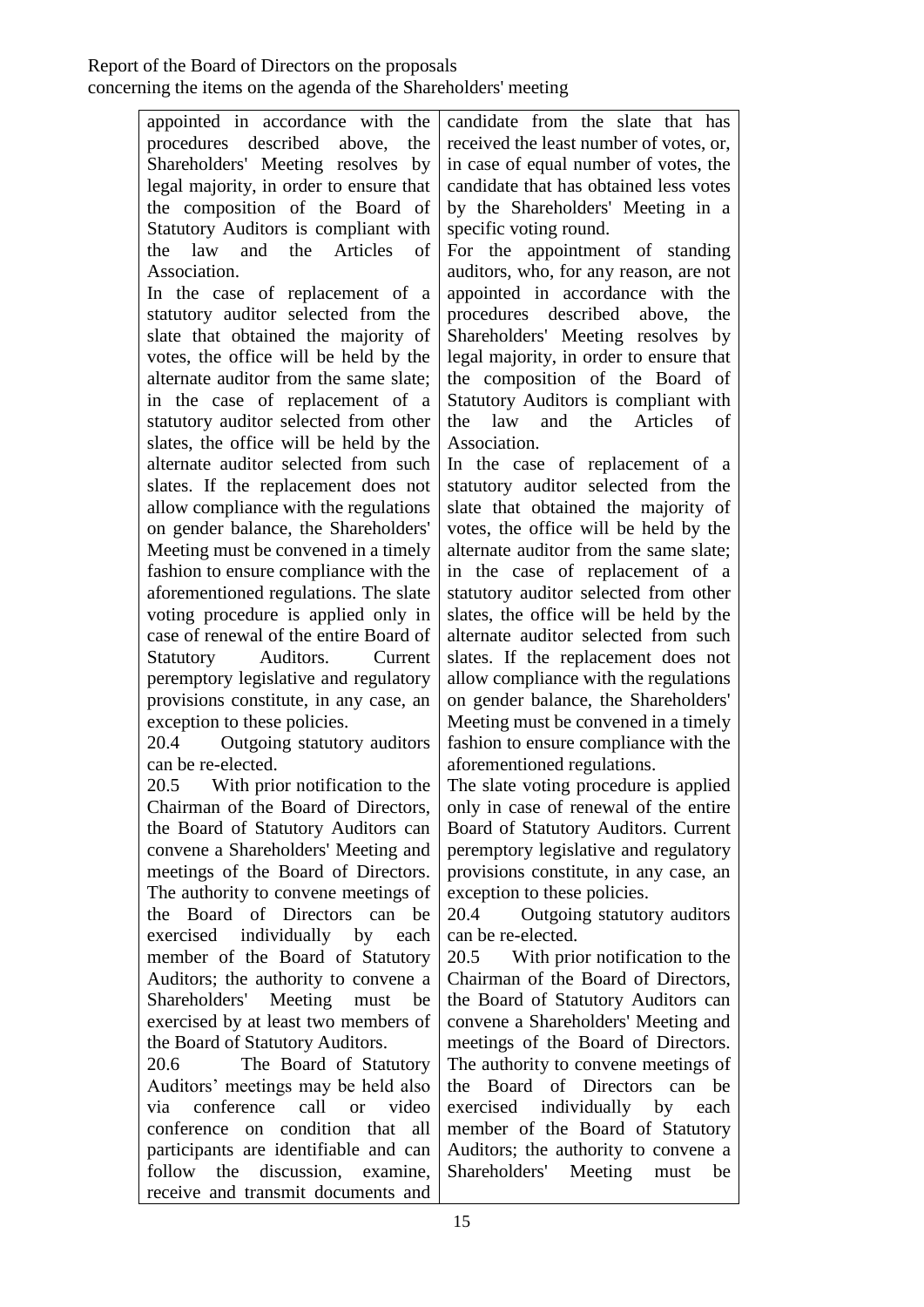| | |
|---|---|
| appointed in accordance with the procedures described above, the Shareholders' Meeting resolves by legal majority, in order to ensure that the composition of the Board of Statutory Auditors is compliant with the law and the Articles of Association.<br>In the case of replacement of a statutory auditor selected from the slate that obtained the majority of votes, the office will be held by the alternate auditor from the same slate; in the case of replacement of a statutory auditor selected from other slates, the office will be held by the alternate auditor selected from such slates. If the replacement does not allow compliance with the regulations on gender balance, the Shareholders' Meeting must be convened in a timely fashion to ensure compliance with the aforementioned regulations. The slate voting procedure is applied only in case of renewal of the entire Board of Statutory Auditors. Current peremptory legislative and regulatory provisions constitute, in any case, an exception to these policies.<br>20.4 Outgoing statutory auditors can be re-elected.<br>20.5 With prior notification to the Chairman of the Board of Directors, the Board of Statutory Auditors can convene a Shareholders' Meeting and meetings of the Board of Directors. The authority to convene meetings of the Board of Directors can be exercised individually by each member of the Board of Statutory Auditors; the authority to convene a Shareholders' Meeting must be exercised by at least two members of the Board of Statutory Auditors.<br>20.6 The Board of Statutory Auditors' meetings may be held also via conference call or video conference on condition that all participants are identifiable and can follow the discussion, examine, receive and transmit documents and | candidate from the slate that has received the least number of votes, or, in case of equal number of votes, the candidate that has obtained less votes by the Shareholders' Meeting in a specific voting round.<br>For the appointment of standing auditors, who, for any reason, are not appointed in accordance with the procedures described above, the Shareholders' Meeting resolves by legal majority, in order to ensure that the composition of the Board of Statutory Auditors is compliant with the law and the Articles of Association.<br>In the case of replacement of a statutory auditor selected from the slate that obtained the majority of votes, the office will be held by the alternate auditor from the same slate; in the case of replacement of a statutory auditor selected from other slates, the office will be held by the alternate auditor selected from such slates. If the replacement does not allow compliance with the regulations on gender balance, the Shareholders' Meeting must be convened in a timely fashion to ensure compliance with the aforementioned regulations.<br>The slate voting procedure is applied only in case of renewal of the entire Board of Statutory Auditors. Current peremptory legislative and regulatory provisions constitute, in any case, an exception to these policies.<br>20.4 Outgoing statutory auditors can be re-elected.<br>20.5 With prior notification to the Chairman of the Board of Directors, the Board of Statutory Auditors can convene a Shareholders' Meeting and meetings of the Board of Directors. The authority to convene meetings of the Board of Directors can be exercised individually by each member of the Board of Statutory Auditors; the authority to convene a Shareholders' Meeting must be |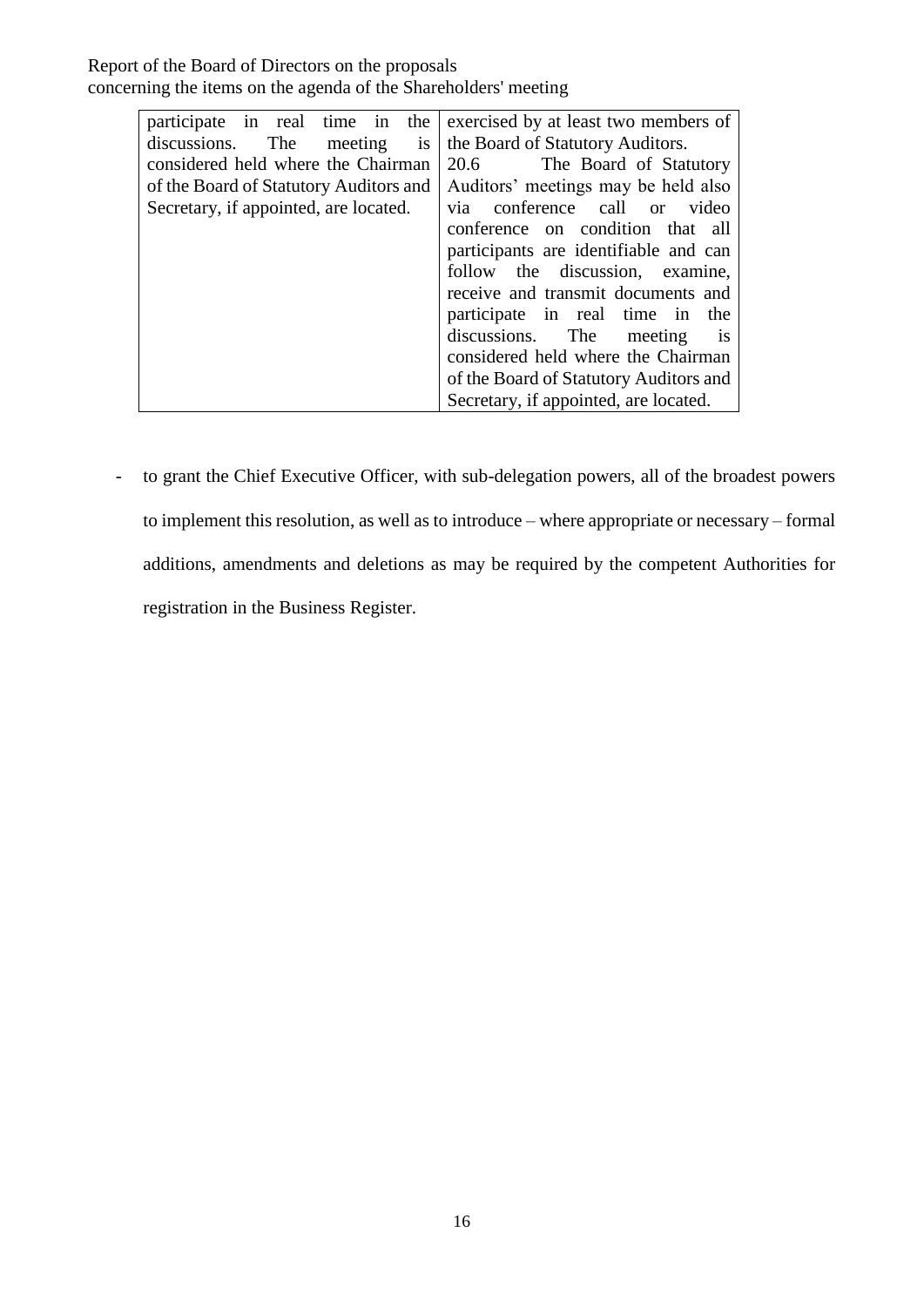| | |
|---|---|
| participate in real time in the discussions. The meeting is considered held where the Chairman of the Board of Statutory Auditors and Secretary, if appointed, are located. | exercised by at least two members of the Board of Statutory Auditors.<br>20.6 The Board of Statutory Auditors' meetings may be held also via conference call or video conference on condition that all participants are identifiable and can follow the discussion, examine, receive and transmit documents and participate in real time in the discussions. The meeting is considered held where the Chairman of the Board of Statutory Auditors and Secretary, if appointed, are located. |

- to grant the Chief Executive Officer, with sub-delegation powers, all of the broadest powers to implement this resolution, as well as to introduce – where appropriate or necessary – formal additions, amendments and deletions as may be required by the competent Authorities for registration in the Business Register.